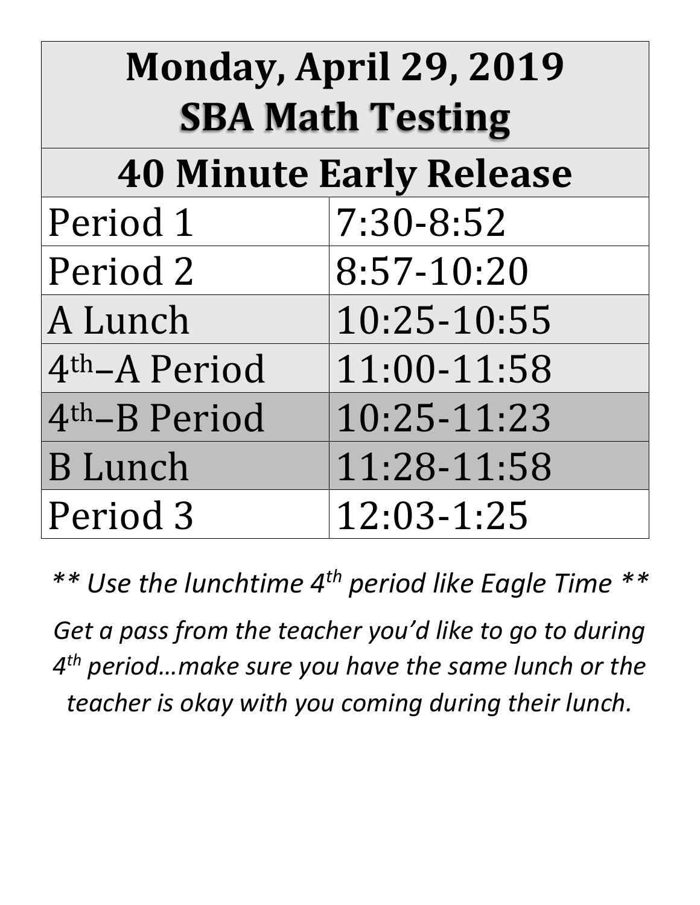# Monday, April 29, 2019
# SBA Math Testing

## 40 Minute Early Release

| Period | Time |
|---|---|
| Period 1 | 7:30-8:52 |
| Period 2 | 8:57-10:20 |
| A Lunch | 10:25-10:55 |
| 4th–A Period | 11:00-11:58 |
| 4th–B Period | 10:25-11:23 |
| B Lunch | 11:28-11:58 |
| Period 3 | 12:03-1:25 |

*** Use the lunchtime 4th period like Eagle Time ***

*Get a pass from the teacher you'd like to go to during 4th period…make sure you have the same lunch or the teacher is okay with you coming during their lunch.*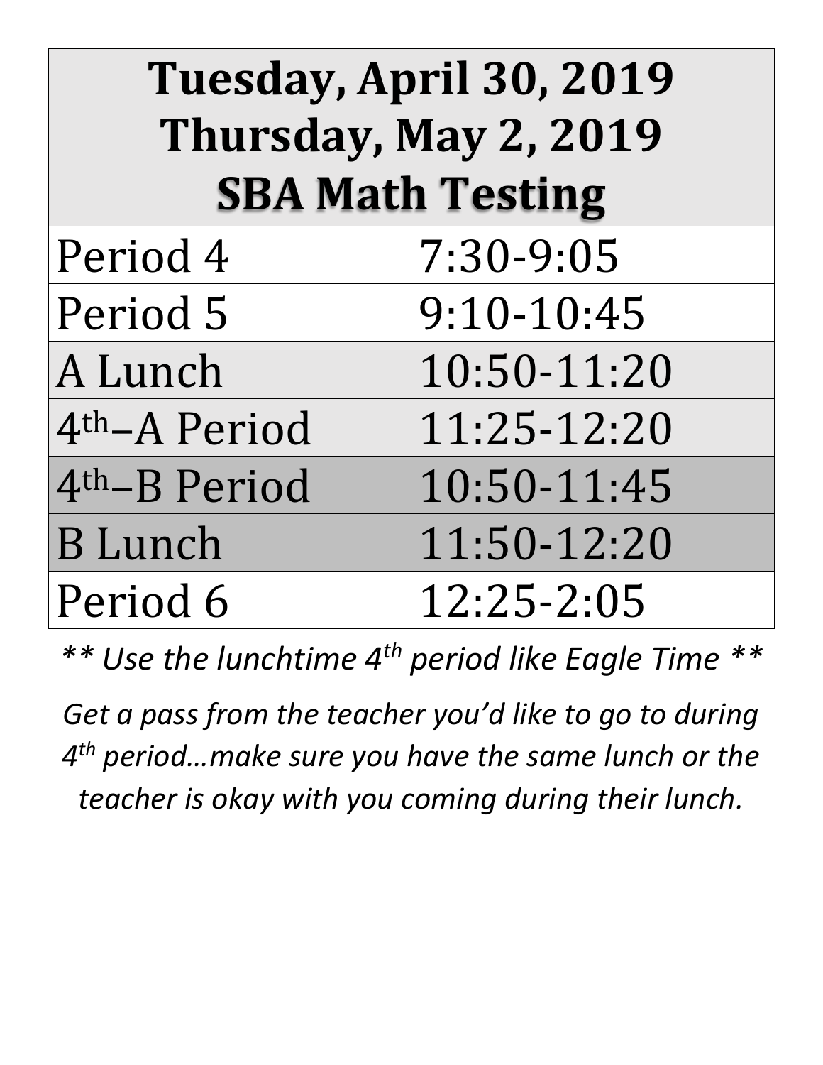| Tuesday, April 30, 2019<br>Thursday, May 2, 2019<br>SBA Math Testing | |
|---|---|
| Period 4 | 7:30-9:05 |
| Period 5 | 9:10-10:45 |
| A Lunch | 10:50-11:20 |
| 4th–A Period | 11:25-12:20 |
| 4th–B Period | 10:50-11:45 |
| B Lunch | 11:50-12:20 |
| Period 6 | 12:25-2:05 |

*** Use the lunchtime 4th period like Eagle Time ***

*Get a pass from the teacher you'd like to go to during 4th period…make sure you have the same lunch or the teacher is okay with you coming during their lunch.*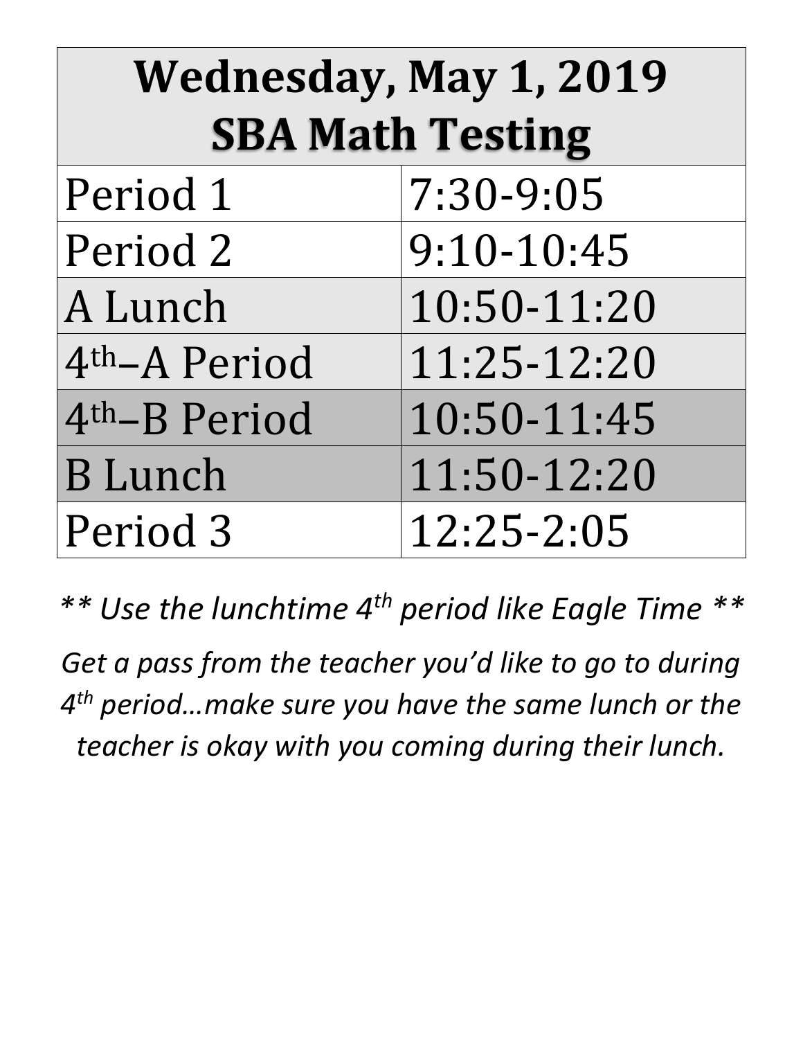| Wednesday, May 1, 2019<br>**SBA Math Testing** | |
|---|---|
| Period 1 | 7:30-9:05 |
| Period 2 | 9:10-10:45 |
| A Lunch | 10:50-11:20 |
| 4th–A Period | 11:25-12:20 |
| 4th–B Period | 10:50-11:45 |
| B Lunch | 11:50-12:20 |
| Period 3 | 12:25-2:05 |

*** Use the lunchtime 4th period like Eagle Time ***

*Get a pass from the teacher you'd like to go to during 4th period…make sure you have the same lunch or the teacher is okay with you coming during their lunch.*